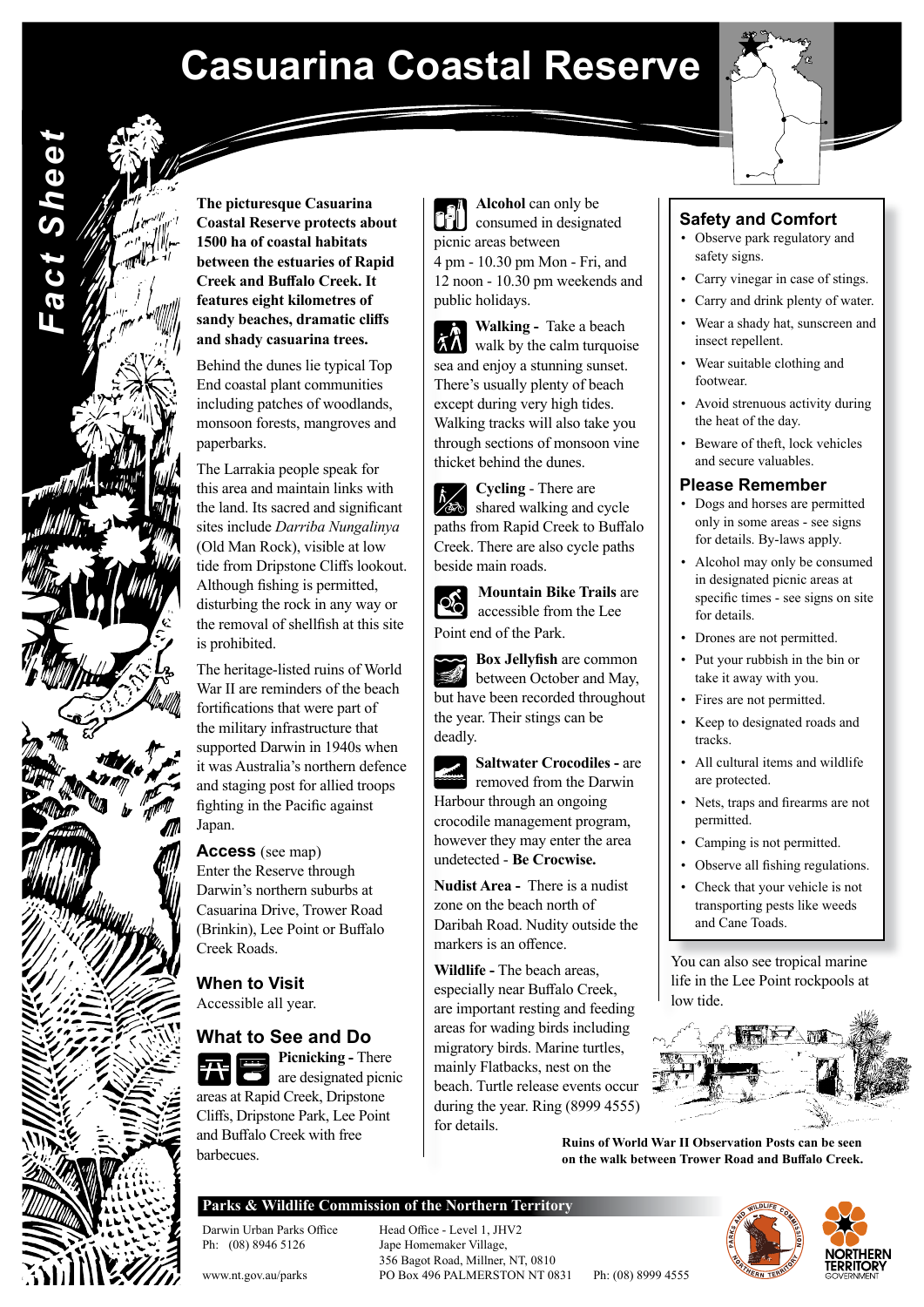# Casuarina Coastal Reserve

Fact Sheet

**The picturesque Casuarina Coastal Reserve protects about 1500 ha of coastal habitats between the estuaries of Rapid Creek and Buffalo Creek. It features eight kilometres of sandy beaches, dramatic cliffs and shady casuarina trees.**

Behind the dunes lie typical Top End coastal plant communities including patches of woodlands, monsoon forests, mangroves and paperbarks.

The Larrakia people speak for this area and maintain links with the land. Its sacred and significant sites include *Darriba Nungalinya* (Old Man Rock), visible at low tide from Dripstone Cliffs lookout. Although fishing is permitted, disturbing the rock in any way or the removal of shellfish at this site is prohibited.

The heritage-listed ruins of World War II are reminders of the beach fortifications that were part of the military infrastructure that supported Darwin in 1940s when it was Australia's northern defence and staging post for allied troops fighting in the Pacific against Japan.

## Access (see map)

Enter the Reserve through Darwin's northern suburbs at Casuarina Drive, Trower Road (Brinkin), Lee Point or Buffalo Creek Roads.

## When to Visit

Accessible all year.

## What to See and Do

**Picnicking** - There are designated picnic areas at Rapid Creek, Dripstone Cliffs, Dripstone Park, Lee Point and Buffalo Creek with free barbecues.

**Alcohol** can only be consumed in designated picnic areas between 4 pm - 10.30 pm Mon - Fri, and 12 noon - 10.30 pm weekends and public holidays.

**Walking** - Take a beach walk by the calm turquoise sea and enjoy a stunning sunset. There's usually plenty of beach except during very high tides. Walking tracks will also take you through sections of monsoon vine thicket behind the dunes.

**Cycling** - There are shared walking and cycle paths from Rapid Creek to Buffalo Creek. There are also cycle paths beside main roads.

**Mountain Bike Trails** are accessible from the Lee Point end of the Park.

**Box Jellyfish** are common between October and May, but have been recorded throughout the year. Their stings can be deadly.

**Saltwater Crocodiles -** are removed from the Darwin Harbour through an ongoing crocodile management program, however they may enter the area undetected - **Be Crocwise.**

**Nudist Area -** There is a nudist zone on the beach north of Daribah Road. Nudity outside the markers is an offence.

**Wildlife -** The beach areas, especially near Buffalo Creek, are important resting and feeding areas for wading birds including migratory birds. Marine turtles, mainly Flatbacks, nest on the beach. Turtle release events occur during the year. Ring (8999 4555) for details.

## Safety and Comfort

- Observe park regulatory and safety signs.
- Carry vinegar in case of stings.
- Carry and drink plenty of water.
- Wear a shady hat, sunscreen and insect repellent.
- Wear suitable clothing and footwear.
- Avoid strenuous activity during the heat of the day.
- Beware of theft, lock vehicles and secure valuables.

## Please Remember

- Dogs and horses are permitted only in some areas - see signs for details. By-laws apply.
- Alcohol may only be consumed in designated picnic areas at specific times - see signs on site for details.
- Drones are not permitted.
- Put your rubbish in the bin or take it away with you.
- Fires are not permitted.
- Keep to designated roads and tracks.
- All cultural items and wildlife are protected.
- Nets, traps and firearms are not permitted.
- Camping is not permitted.
- Observe all fishing regulations.
- Check that your vehicle is not transporting pests like weeds and Cane Toads.

You can also see tropical marine life in the Lee Point rockpools at low tide.

**Ruins of World War II Observation Posts can be seen on the walk between Trower Road and Buffalo Creek.**

**Parks & Wildlife Commission of the Northern Territory**

Darwin Urban Parks Office
Ph: (08) 8946 5126

www.nt.gov.au/parks

Head Office - Level 1, JHV2
Jape Homemaker Village,
356 Bagot Road, Millner, NT, 0810
PO Box 496 PALMERSTON NT 0831 Ph: (08) 8999 4555

NORTHERN TERRITORY GOVERNMENT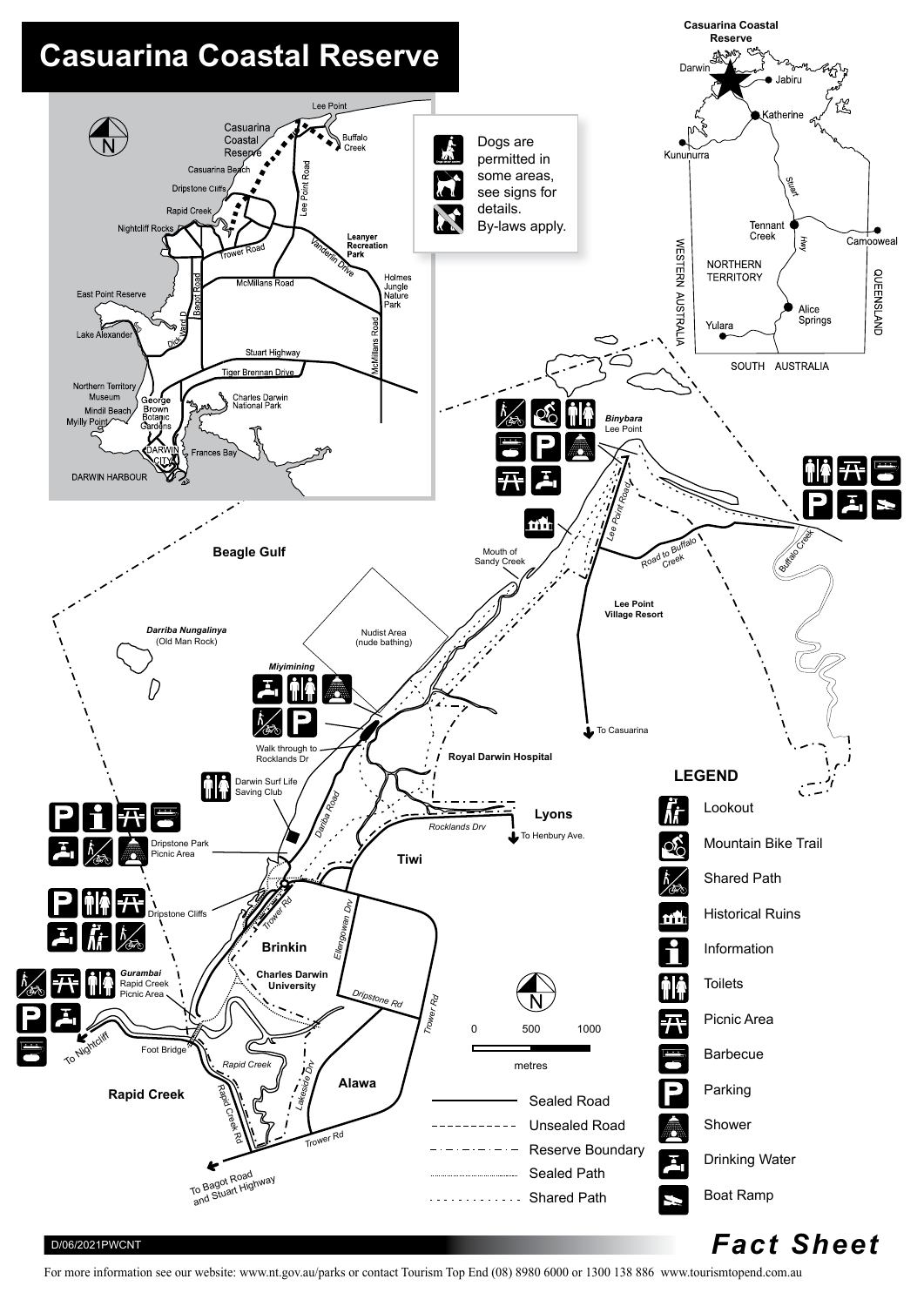# Casuarina Coastal Reserve

Dogs are permitted in some areas, see signs for details. By-laws apply.

Casuarina Coastal Reserve
Lee Point
Buffalo Creek
Casuarina Beach
Dripstone Cliffs
Rapid Creek
Nightcliff Rocks
Lee Point Road
Tower Road
Vanderlin Drive
Leanyer Recreation Park
Holmes Jungle Nature Park
McMillans Road
East Point Reserve
Bagot Road
Dick Ward D
Lake Alexander
Stuart Highway
Tiger Brennan Drive
Northern Territory Museum
Mindil Beach
Myilly Point
George Brown Botanic Gardens
Charles Darwin National Park
DARWIN CITY
Frances Bay
DARWIN HARBOUR

Darwin
Jabiru
Katherine
Kununurra
Stuart Hwy
Tennant Creek
Camooweal
NORTHERN TERRITORY
WESTERN AUSTRALIA
QUEENSLAND
Alice Springs
Yulara
SOUTH AUSTRALIA

Beagle Gulf
*Binybara* Lee Point
Lee Point Road
Mouth of Sandy Creek
Road to Buffalo Creek
Buffalo Creek
Lee Point Village Resort
*Darriba Nungalinya* (Old Man Rock)
Nudist Area (nude bathing)
*Miyimining*
To Casuarina
Walk through to Rocklands Dr
Royal Darwin Hospital
Darwin Surf Life Saving Club
Dariba Road
Rocklands Drv
Lyons
To Henbury Ave.
Dripstone Park Picnic Area
Tiwi
Dripstone Cliffs
Tower Rd
Ellengowan Drv
Brinkin
Charles Darwin University
*Gurambai* Rapid Creek Picnic Area
Dripstone Rd
Tower Rd
To Nightcliff
Foot Bridge
Rapid Creek
Lakeside Drv
Alawa
Rapid Creek
Rapid Creek Rd
Trower Rd
To Bagot Road and Stuart Highway

0 500 1000
metres

## LEGEND

- Lookout
- Mountain Bike Trail
- Shared Path
- Historical Ruins
- Information
- Toilets
- Picnic Area
- Barbecue
- Parking
- Shower
- Drinking Water
- Boat Ramp

- Sealed Road
- Unsealed Road
- Reserve Boundary
- Sealed Path
- Shared Path

D/06/2021PWCNT

***Fact Sheet***

For more information see our website: www.nt.gov.au/parks or contact Tourism Top End (08) 8980 6000 or 1300 138 886 www.tourismtopend.com.au